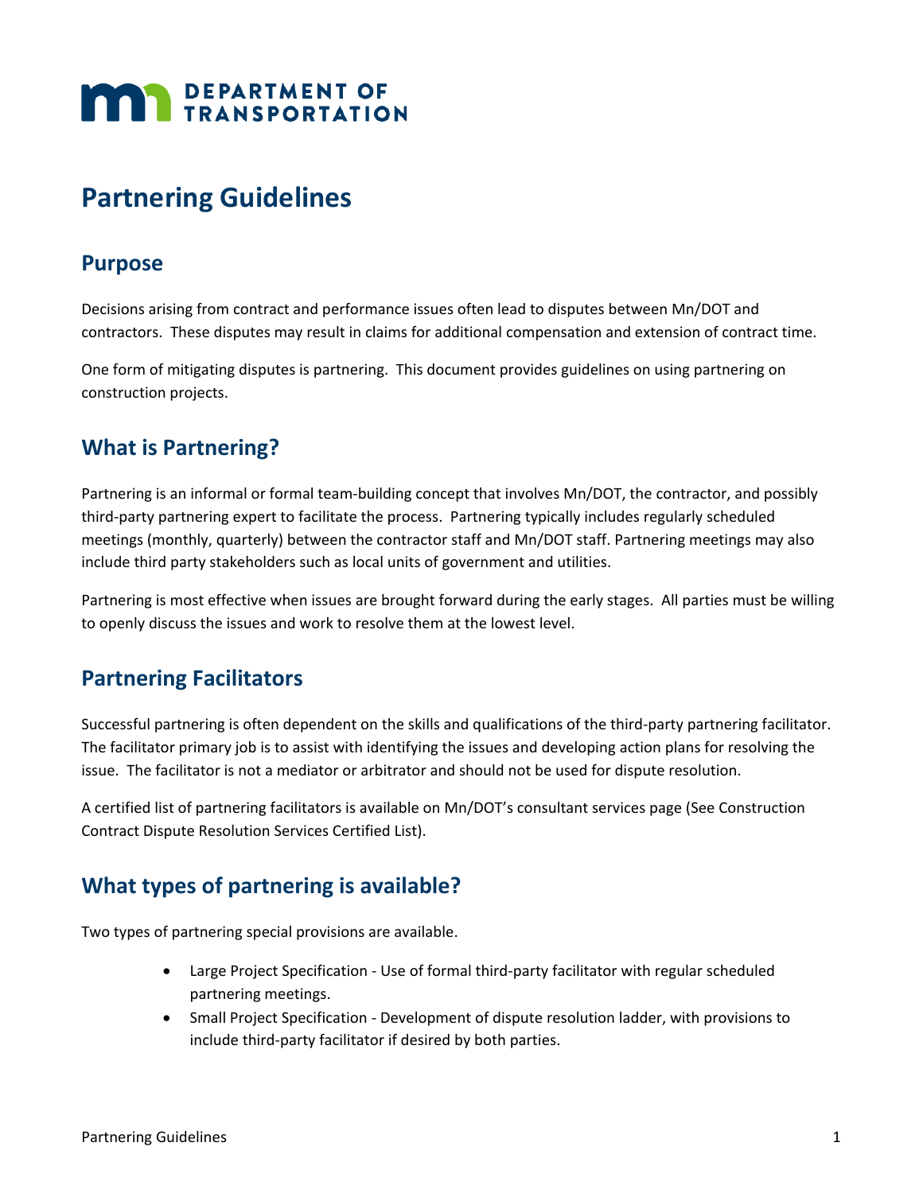DEPARTMENT OF TRANSPORTATION

# Partnering Guidelines

## Purpose

Decisions arising from contract and performance issues often lead to disputes between Mn/DOT and contractors. These disputes may result in claims for additional compensation and extension of contract time.

One form of mitigating disputes is partnering. This document provides guidelines on using partnering on construction projects.

## What is Partnering?

Partnering is an informal or formal team-building concept that involves Mn/DOT, the contractor, and possibly third-party partnering expert to facilitate the process. Partnering typically includes regularly scheduled meetings (monthly, quarterly) between the contractor staff and Mn/DOT staff. Partnering meetings may also include third party stakeholders such as local units of government and utilities.

Partnering is most effective when issues are brought forward during the early stages. All parties must be willing to openly discuss the issues and work to resolve them at the lowest level.

## Partnering Facilitators

Successful partnering is often dependent on the skills and qualifications of the third-party partnering facilitator. The facilitator primary job is to assist with identifying the issues and developing action plans for resolving the issue. The facilitator is not a mediator or arbitrator and should not be used for dispute resolution.

A certified list of partnering facilitators is available on Mn/DOT's consultant services page (See Construction Contract Dispute Resolution Services Certified List).

## What types of partnering is available?

Two types of partnering special provisions are available.

- Large Project Specification - Use of formal third-party facilitator with regular scheduled partnering meetings.
- Small Project Specification - Development of dispute resolution ladder, with provisions to include third-party facilitator if desired by both parties.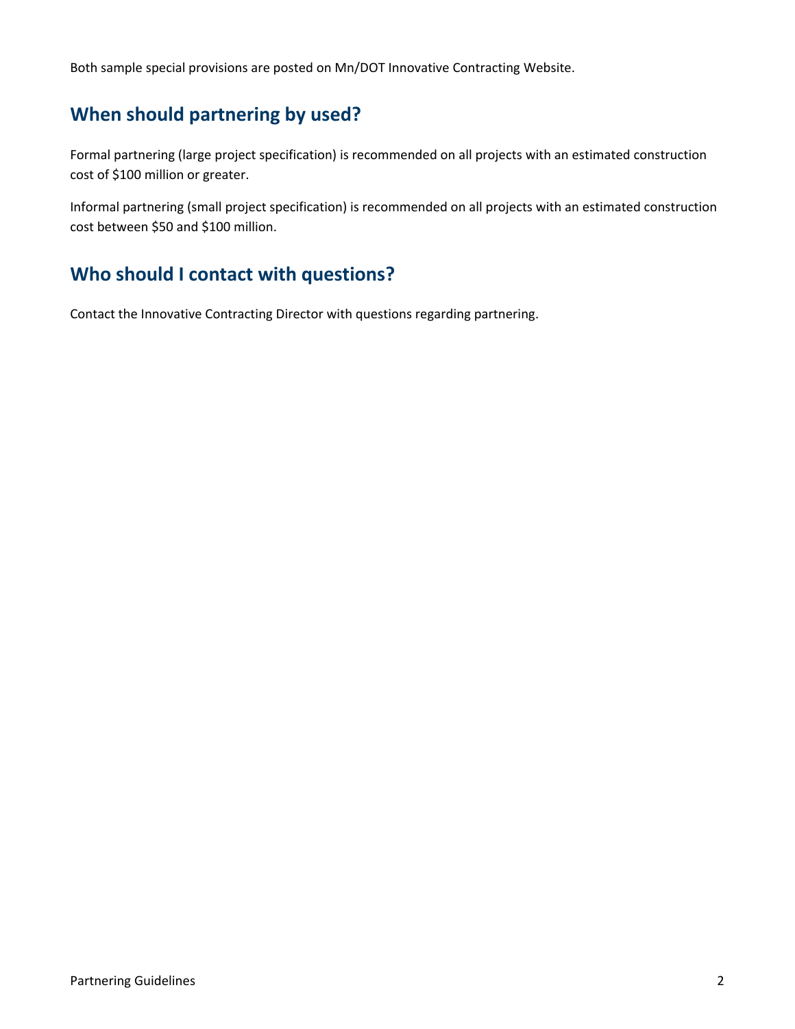Both sample special provisions are posted on Mn/DOT Innovative Contracting Website.

## When should partnering by used?

Formal partnering (large project specification) is recommended on all projects with an estimated construction cost of $100 million or greater.

Informal partnering (small project specification) is recommended on all projects with an estimated construction cost between $50 and $100 million.

## Who should I contact with questions?

Contact the Innovative Contracting Director with questions regarding partnering.